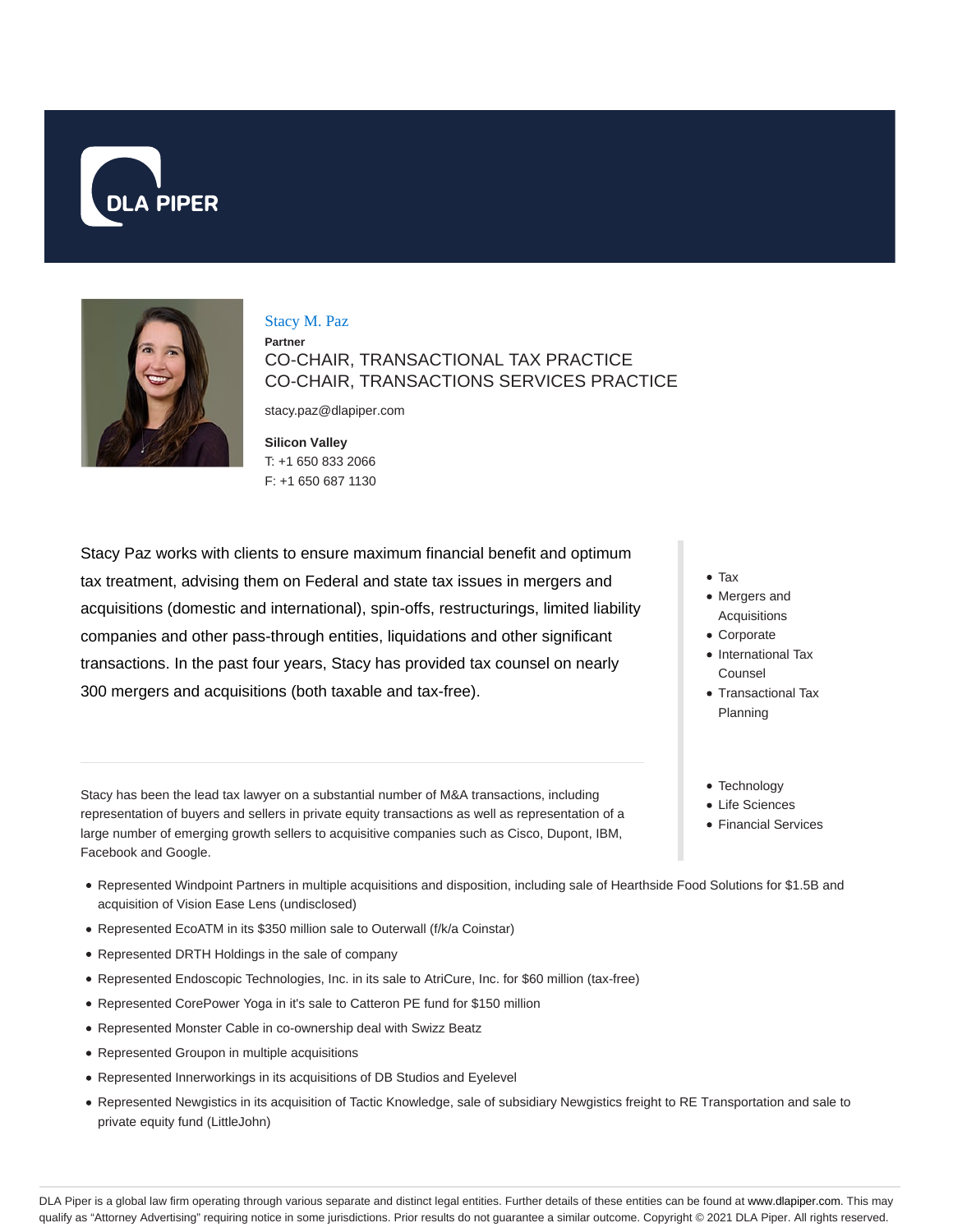DLA PIPER

# Stacy M. Paz

**Partner**

CO-CHAIR, TRANSACTIONAL TAX PRACTICE
CO-CHAIR, TRANSACTIONS SERVICES PRACTICE

stacy.paz@dlapiper.com

**Silicon Valley**
T: +1 650 833 2066
F: +1 650 687 1130

Stacy Paz works with clients to ensure maximum financial benefit and optimum tax treatment, advising them on Federal and state tax issues in mergers and acquisitions (domestic and international), spin-offs, restructurings, limited liability companies and other pass-through entities, liquidations and other significant transactions. In the past four years, Stacy has provided tax counsel on nearly 300 mergers and acquisitions (both taxable and tax-free).

- Tax
- Mergers and Acquisitions
- Corporate
- International Tax Counsel
- Transactional Tax Planning

- Technology
- Life Sciences
- Financial Services

Stacy has been the lead tax lawyer on a substantial number of M&A transactions, including representation of buyers and sellers in private equity transactions as well as representation of a large number of emerging growth sellers to acquisitive companies such as Cisco, Dupont, IBM, Facebook and Google.

- Represented Windpoint Partners in multiple acquisitions and disposition, including sale of Hearthside Food Solutions for $1.5B and acquisition of Vision Ease Lens (undisclosed)
- Represented EcoATM in its $350 million sale to Outerwall (f/k/a Coinstar)
- Represented DRTH Holdings in the sale of company
- Represented Endoscopic Technologies, Inc. in its sale to AtriCure, Inc. for $60 million (tax-free)
- Represented CorePower Yoga in it's sale to Catteron PE fund for $150 million
- Represented Monster Cable in co-ownership deal with Swizz Beatz
- Represented Groupon in multiple acquisitions
- Represented Innerworkings in its acquisitions of DB Studios and Eyelevel
- Represented Newgistics in its acquisition of Tactic Knowledge, sale of subsidiary Newgistics freight to RE Transportation and sale to private equity fund (LittleJohn)

DLA Piper is a global law firm operating through various separate and distinct legal entities. Further details of these entities can be found at www.dlapiper.com. This may qualify as "Attorney Advertising" requiring notice in some jurisdictions. Prior results do not guarantee a similar outcome. Copyright © 2021 DLA Piper. All rights reserved.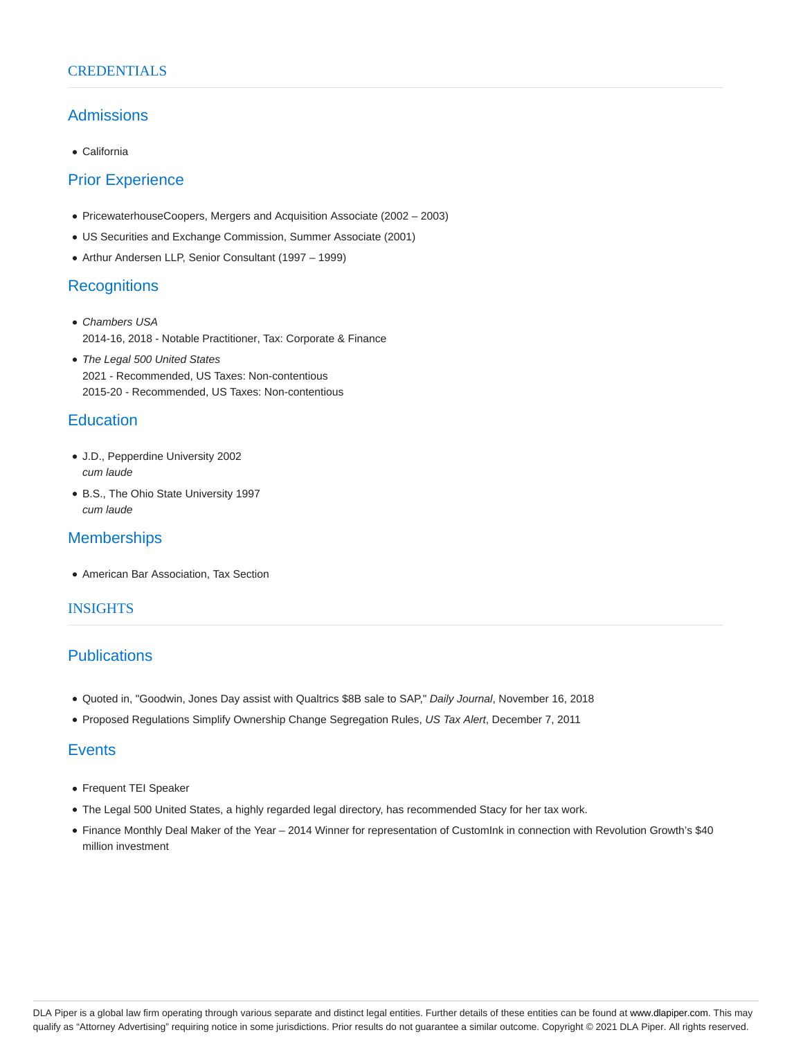## CREDENTIALS

### Admissions

- California

### Prior Experience

- PricewaterhouseCoopers, Mergers and Acquisition Associate (2002 – 2003)
- US Securities and Exchange Commission, Summer Associate (2001)
- Arthur Andersen LLP, Senior Consultant (1997 – 1999)

### Recognitions

- *Chambers USA*
  2014-16, 2018 - Notable Practitioner, Tax: Corporate & Finance
- *The Legal 500 United States*
  2021 - Recommended, US Taxes: Non-contentious
  2015-20 - Recommended, US Taxes: Non-contentious

### Education

- J.D., Pepperdine University 2002
  *cum laude*
- B.S., The Ohio State University 1997
  *cum laude*

### Memberships

- American Bar Association, Tax Section

## INSIGHTS

### Publications

- Quoted in, "Goodwin, Jones Day assist with Qualtrics $8B sale to SAP," *Daily Journal*, November 16, 2018
- Proposed Regulations Simplify Ownership Change Segregation Rules, *US Tax Alert*, December 7, 2011

### Events

- Frequent TEI Speaker
- The Legal 500 United States, a highly regarded legal directory, has recommended Stacy for her tax work.
- Finance Monthly Deal Maker of the Year – 2014 Winner for representation of CustomInk in connection with Revolution Growth's $40 million investment

DLA Piper is a global law firm operating through various separate and distinct legal entities. Further details of these entities can be found at www.dlapiper.com. This may qualify as "Attorney Advertising" requiring notice in some jurisdictions. Prior results do not guarantee a similar outcome. Copyright © 2021 DLA Piper. All rights reserved.